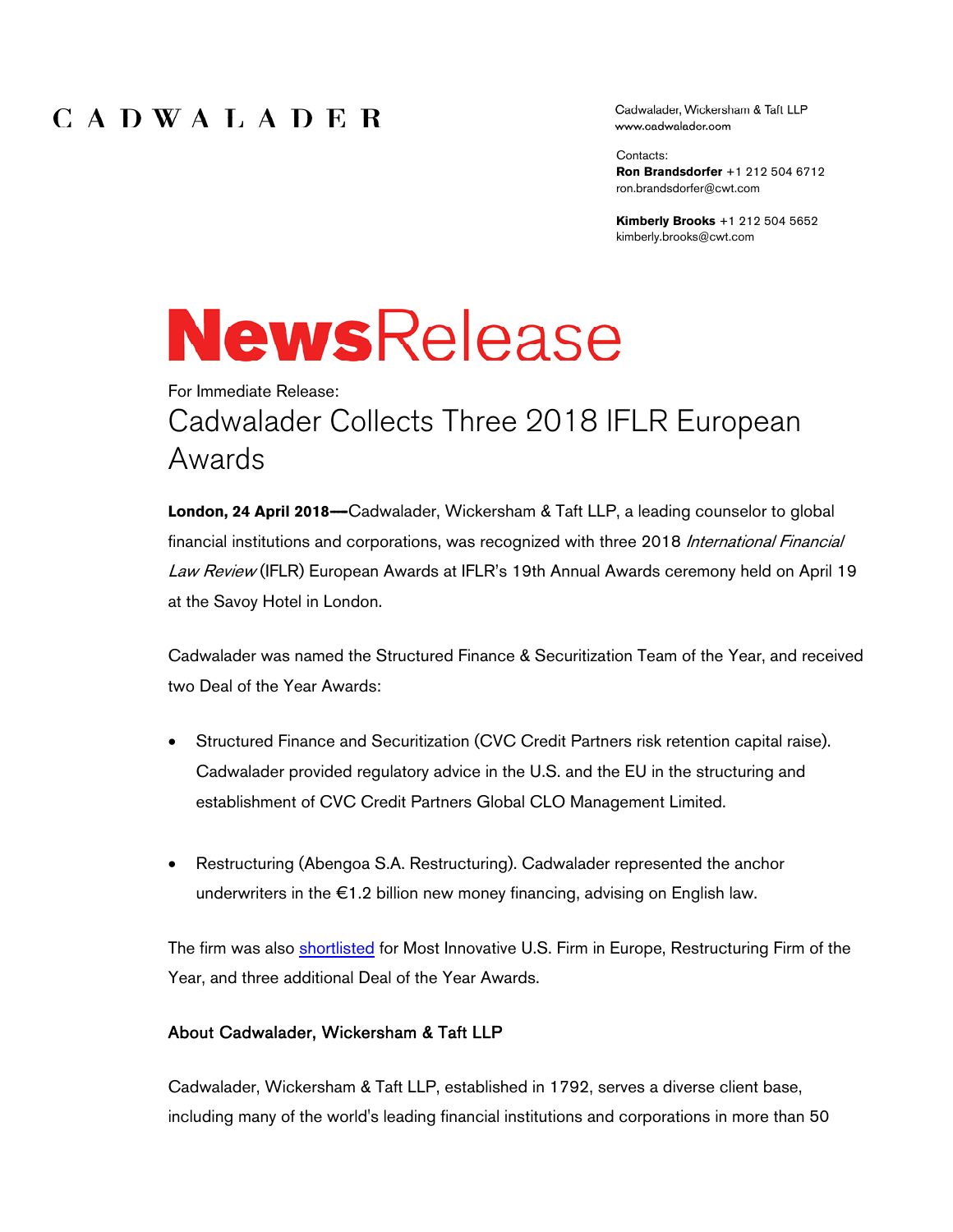CADWALADER

Cadwalader, Wickersham & Taft LLP
www.cadwalader.com

Contacts:
**Ron Brandsdorfer** +1 212 504 6712
ron.brandsdorfer@cwt.com

**Kimberly Brooks** +1 212 504 5652
kimberly.brooks@cwt.com

# NewsRelease

For Immediate Release:

## Cadwalader Collects Three 2018 IFLR European Awards

**London, 24 April 2018—**Cadwalader, Wickersham & Taft LLP, a leading counselor to global financial institutions and corporations, was recognized with three 2018 *International Financial Law Review* (IFLR) European Awards at IFLR's 19th Annual Awards ceremony held on April 19 at the Savoy Hotel in London.

Cadwalader was named the Structured Finance & Securitization Team of the Year, and received two Deal of the Year Awards:

- Structured Finance and Securitization (CVC Credit Partners risk retention capital raise). Cadwalader provided regulatory advice in the U.S. and the EU in the structuring and establishment of CVC Credit Partners Global CLO Management Limited.

- Restructuring (Abengoa S.A. Restructuring). Cadwalader represented the anchor underwriters in the €1.2 billion new money financing, advising on English law.

The firm was also shortlisted for Most Innovative U.S. Firm in Europe, Restructuring Firm of the Year, and three additional Deal of the Year Awards.

### About Cadwalader, Wickersham & Taft LLP

Cadwalader, Wickersham & Taft LLP, established in 1792, serves a diverse client base, including many of the world's leading financial institutions and corporations in more than 50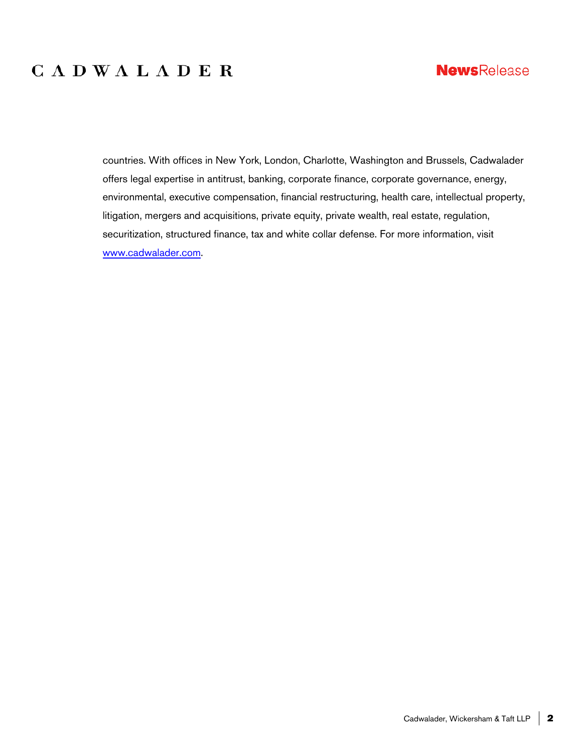countries. With offices in New York, London, Charlotte, Washington and Brussels, Cadwalader offers legal expertise in antitrust, banking, corporate finance, corporate governance, energy, environmental, executive compensation, financial restructuring, health care, intellectual property, litigation, mergers and acquisitions, private equity, private wealth, real estate, regulation, securitization, structured finance, tax and white collar defense. For more information, visit [www.cadwalader.com](http://www.cadwalader.com).